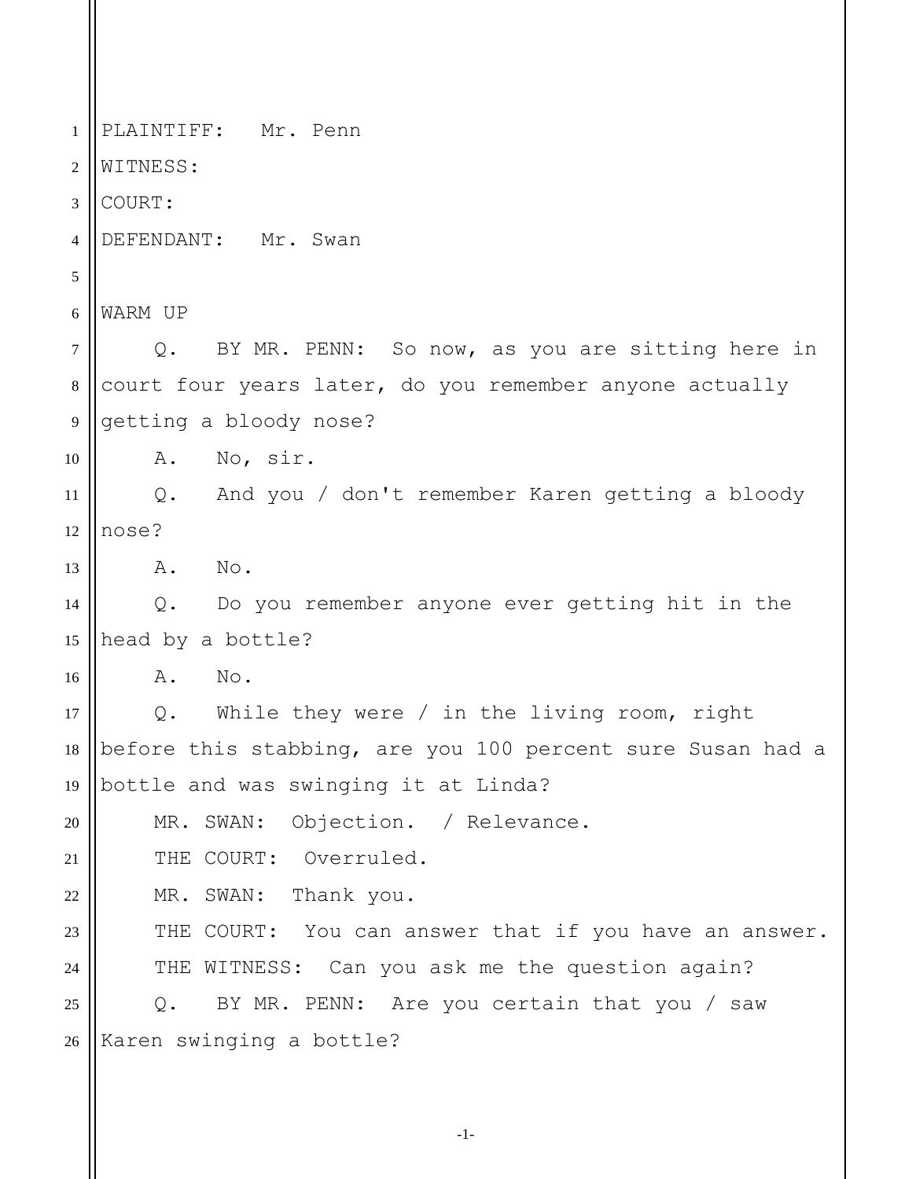PLAINTIFF: Mr. Penn

WITNESS:

COURT:

DEFENDANT: Mr. Swan

WARM UP

Q. BY MR. PENN: So now, as you are sitting here in court four years later, do you remember anyone actually getting a bloody nose?

A. No, sir.

Q. And you / don't remember Karen getting a bloody nose?

A. No.

Q. Do you remember anyone ever getting hit in the head by a bottle?

A. No.

Q. While they were / in the living room, right before this stabbing, are you 100 percent sure Susan had a bottle and was swinging it at Linda?

MR. SWAN: Objection. / Relevance.

THE COURT: Overruled.

MR. SWAN: Thank you.

THE COURT: You can answer that if you have an answer.

THE WITNESS: Can you ask me the question again?

Q. BY MR. PENN: Are you certain that you / saw Karen swinging a bottle?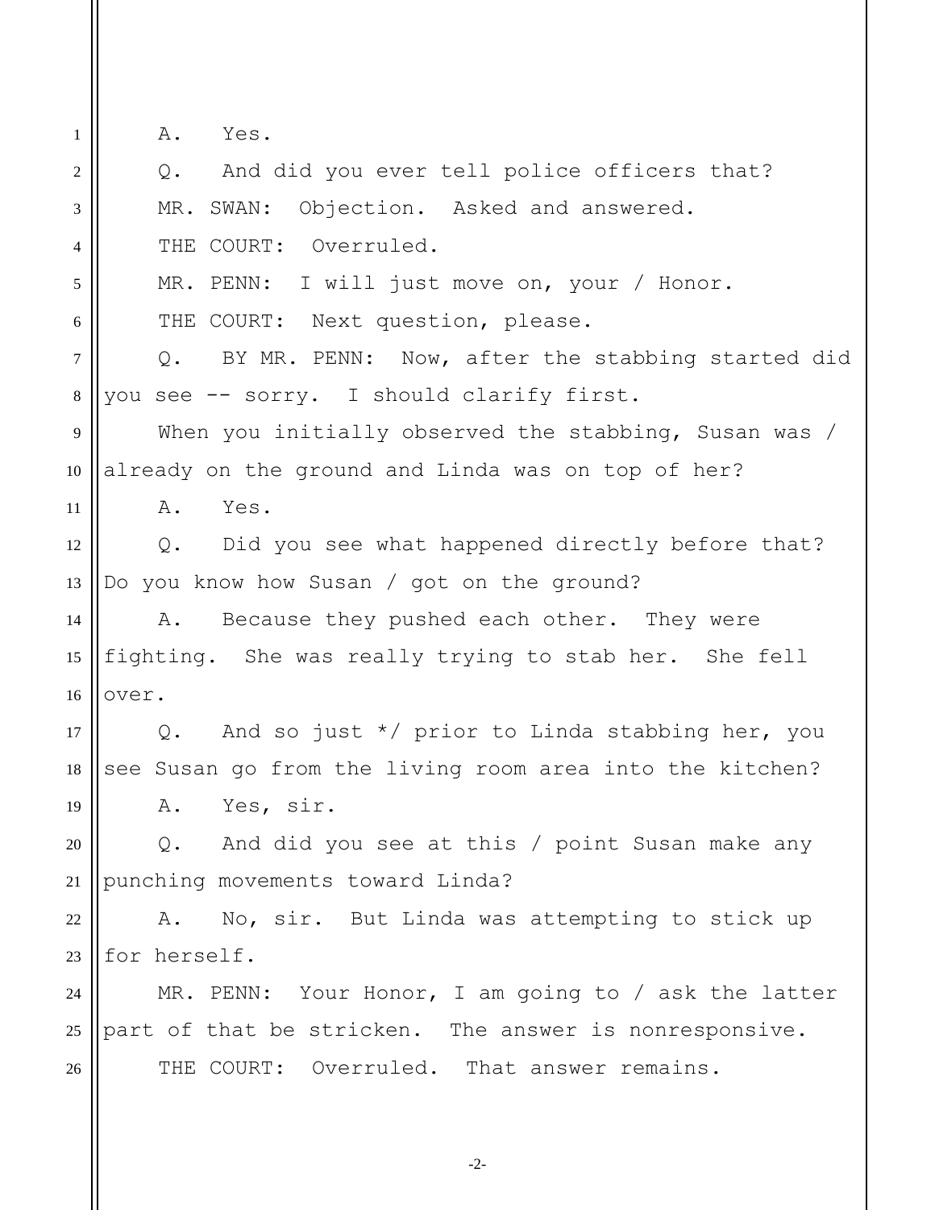A. Yes.

Q. And did you ever tell police officers that?

MR. SWAN: Objection. Asked and answered.

THE COURT: Overruled.

MR. PENN: I will just move on, your / Honor.

THE COURT: Next question, please.

Q. BY MR. PENN: Now, after the stabbing started did you see -- sorry. I should clarify first.

When you initially observed the stabbing, Susan was / already on the ground and Linda was on top of her?

A. Yes.

Q. Did you see what happened directly before that? Do you know how Susan / got on the ground?

A. Because they pushed each other. They were fighting. She was really trying to stab her. She fell over.

Q. And so just */ prior to Linda stabbing her, you see Susan go from the living room area into the kitchen?

A. Yes, sir.

Q. And did you see at this / point Susan make any punching movements toward Linda?

A. No, sir. But Linda was attempting to stick up for herself.

MR. PENN: Your Honor, I am going to / ask the latter part of that be stricken. The answer is nonresponsive.

THE COURT: Overruled. That answer remains.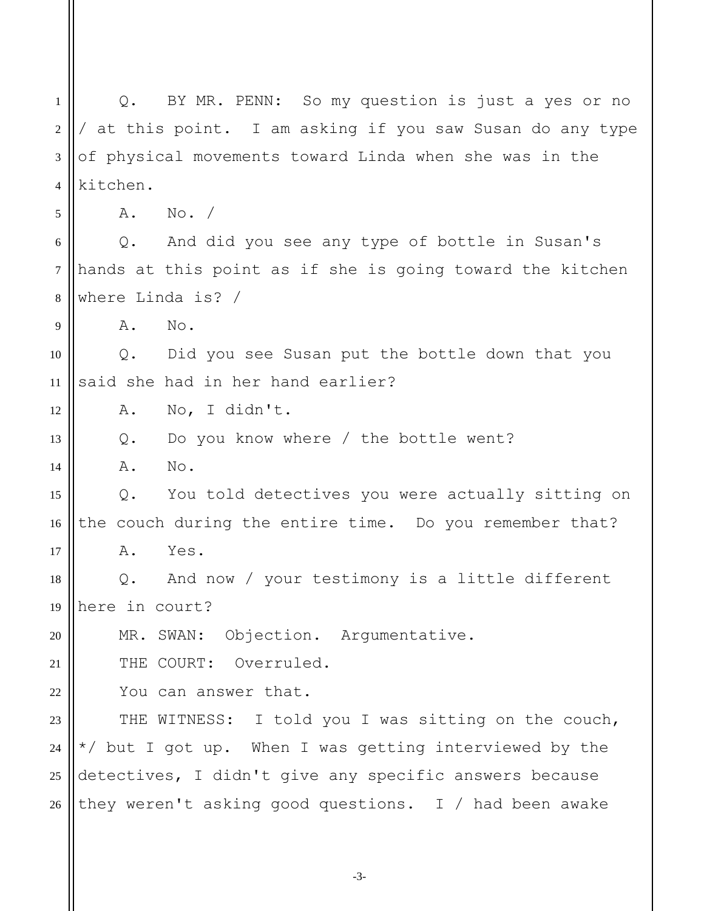Q. BY MR. PENN: So my question is just a yes or no / at this point. I am asking if you saw Susan do any type of physical movements toward Linda when she was in the kitchen.

A. No. /

Q. And did you see any type of bottle in Susan's hands at this point as if she is going toward the kitchen where Linda is? /

A. No.

Q. Did you see Susan put the bottle down that you said she had in her hand earlier?

A. No, I didn't.

Q. Do you know where / the bottle went?

A. No.

Q. You told detectives you were actually sitting on the couch during the entire time. Do you remember that?

A. Yes.

Q. And now / your testimony is a little different here in court?

MR. SWAN: Objection. Argumentative.

THE COURT: Overruled.

You can answer that.

THE WITNESS: I told you I was sitting on the couch, */ but I got up. When I was getting interviewed by the detectives, I didn't give any specific answers because they weren't asking good questions. I / had been awake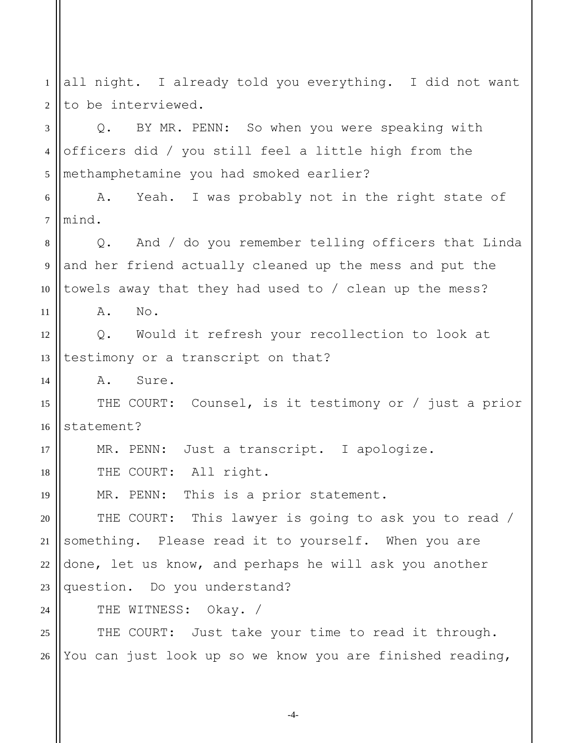all night. I already told you everything. I did not want to be interviewed.

Q. BY MR. PENN: So when you were speaking with officers did / you still feel a little high from the methamphetamine you had smoked earlier?

A. Yeah. I was probably not in the right state of mind.

Q. And / do you remember telling officers that Linda and her friend actually cleaned up the mess and put the towels away that they had used to / clean up the mess?

A. No.

Q. Would it refresh your recollection to look at testimony or a transcript on that?

A. Sure.

THE COURT: Counsel, is it testimony or / just a prior statement?

MR. PENN: Just a transcript. I apologize.

THE COURT: All right.

MR. PENN: This is a prior statement.

THE COURT: This lawyer is going to ask you to read / something. Please read it to yourself. When you are done, let us know, and perhaps he will ask you another question. Do you understand?

THE WITNESS: Okay. /

THE COURT: Just take your time to read it through. You can just look up so we know you are finished reading,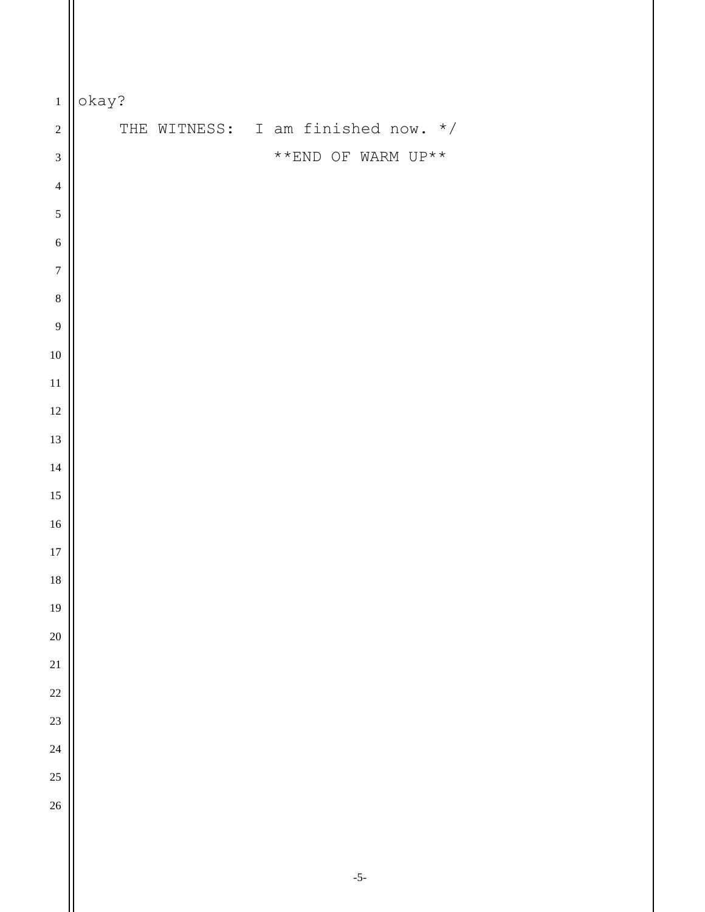okay?

THE WITNESS: I am finished now. */

**END OF WARM UP**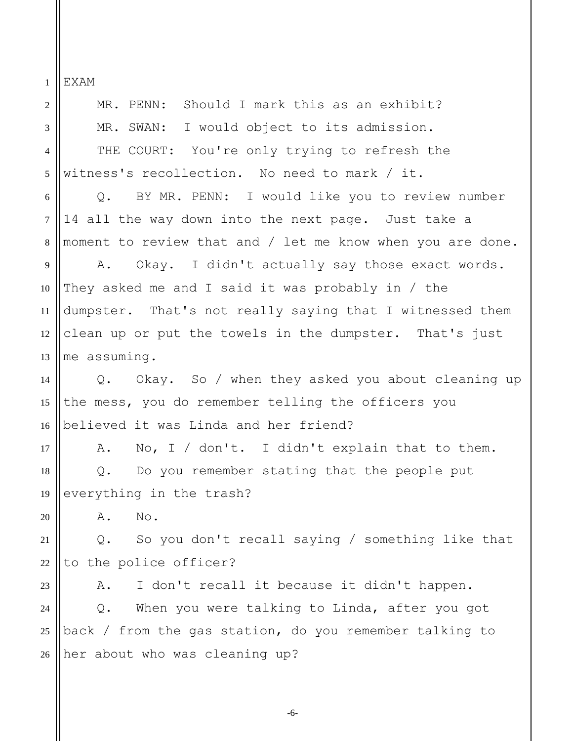EXAM

MR. PENN: Should I mark this as an exhibit?

MR. SWAN: I would object to its admission.

THE COURT: You're only trying to refresh the witness's recollection. No need to mark / it.

Q. BY MR. PENN: I would like you to review number 14 all the way down into the next page. Just take a moment to review that and / let me know when you are done.

A. Okay. I didn't actually say those exact words. They asked me and I said it was probably in / the dumpster. That's not really saying that I witnessed them clean up or put the towels in the dumpster. That's just me assuming.

Q. Okay. So / when they asked you about cleaning up the mess, you do remember telling the officers you believed it was Linda and her friend?

A. No, I / don't. I didn't explain that to them.

Q. Do you remember stating that the people put everything in the trash?

A. No.

Q. So you don't recall saying / something like that to the police officer?

A. I don't recall it because it didn't happen.

Q. When you were talking to Linda, after you got back / from the gas station, do you remember talking to her about who was cleaning up?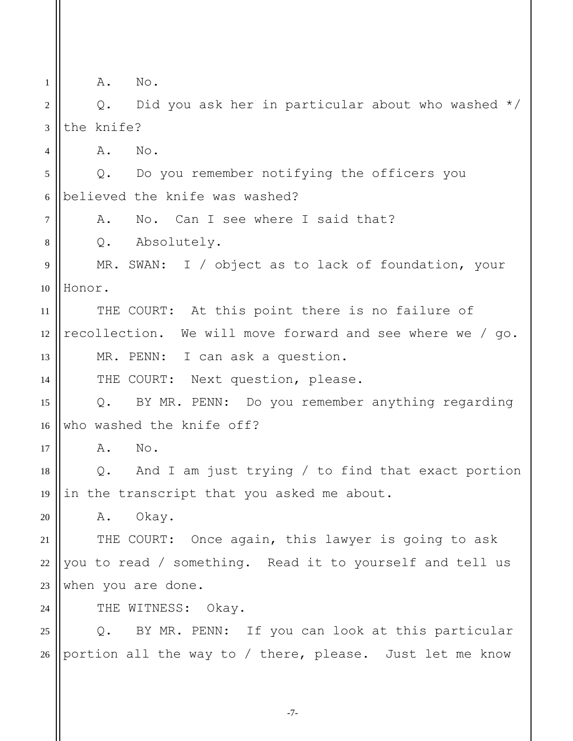A. No.

Q. Did you ask her in particular about who washed */ the knife?

A. No.

Q. Do you remember notifying the officers you believed the knife was washed?

A. No. Can I see where I said that?

Q. Absolutely.

MR. SWAN: I / object as to lack of foundation, your Honor.

THE COURT: At this point there is no failure of recollection. We will move forward and see where we / go.

MR. PENN: I can ask a question.

THE COURT: Next question, please.

Q. BY MR. PENN: Do you remember anything regarding who washed the knife off?

A. No.

Q. And I am just trying / to find that exact portion in the transcript that you asked me about.

A. Okay.

THE COURT: Once again, this lawyer is going to ask you to read / something. Read it to yourself and tell us when you are done.

THE WITNESS: Okay.

Q. BY MR. PENN: If you can look at this particular portion all the way to / there, please. Just let me know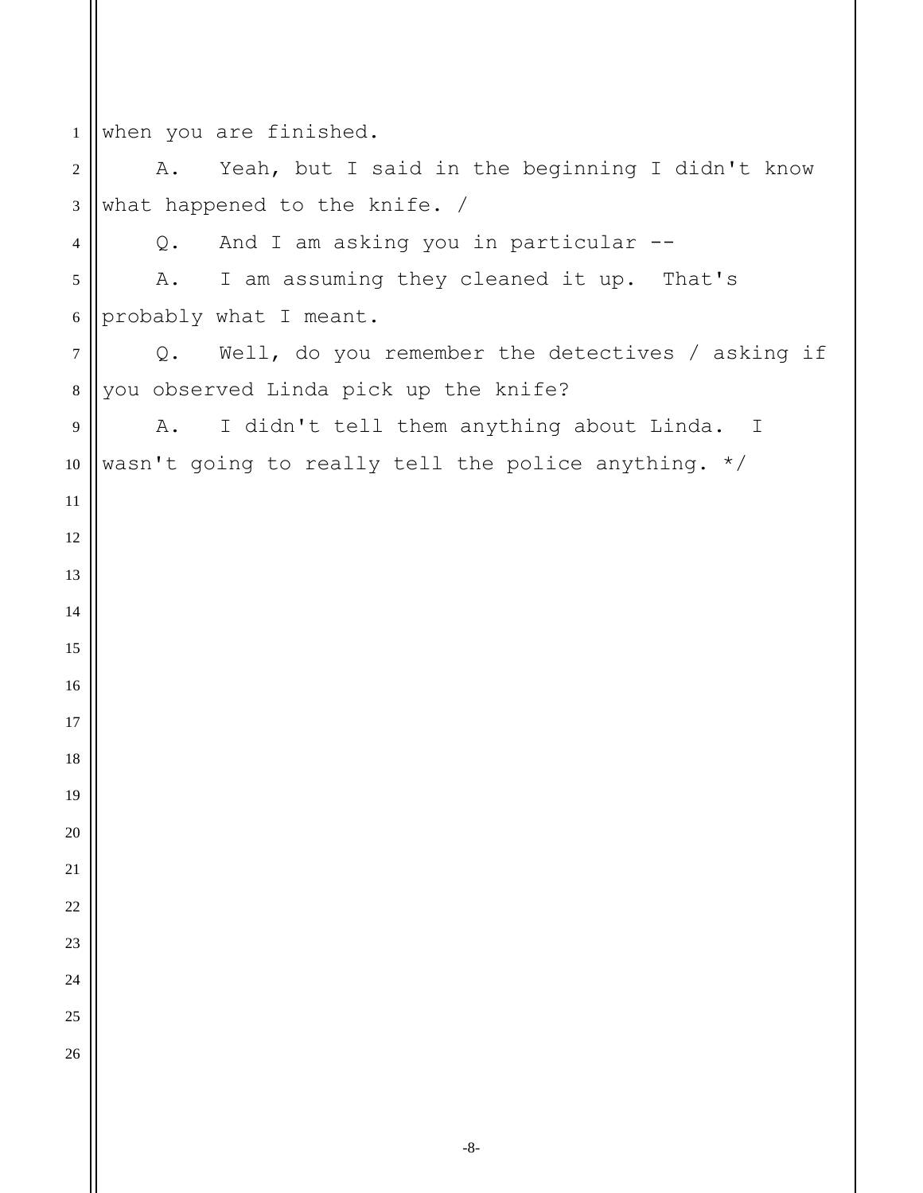when you are finished.

A. Yeah, but I said in the beginning I didn't know what happened to the knife. /

Q. And I am asking you in particular --

A. I am assuming they cleaned it up. That's probably what I meant.

Q. Well, do you remember the detectives / asking if you observed Linda pick up the knife?

A. I didn't tell them anything about Linda. I wasn't going to really tell the police anything. */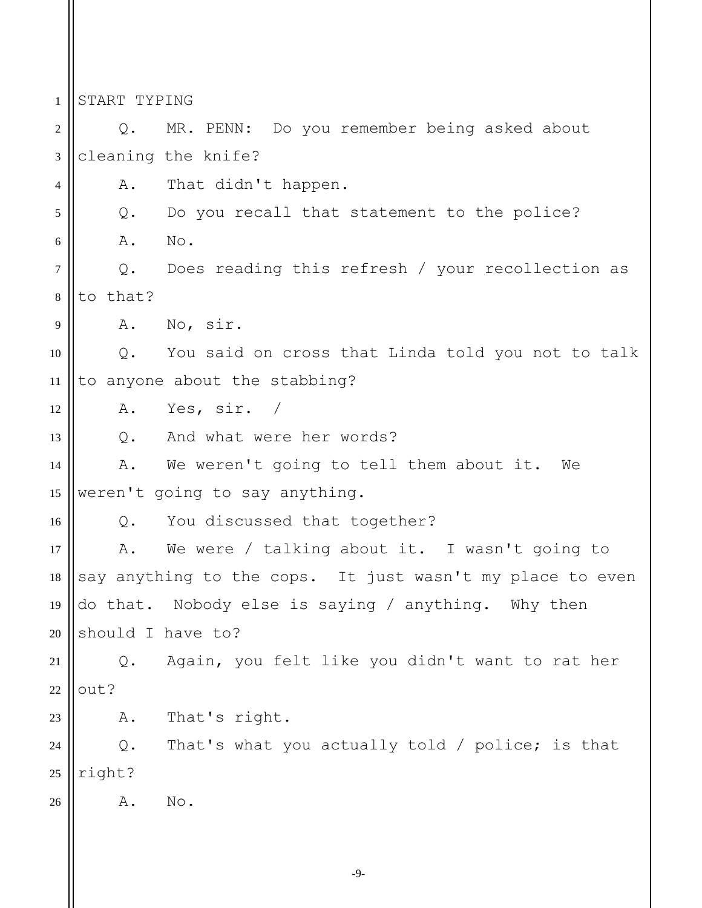START TYPING

Q. MR. PENN: Do you remember being asked about cleaning the knife?

A. That didn't happen.

Q. Do you recall that statement to the police?

A. No.

Q. Does reading this refresh / your recollection as to that?

A. No, sir.

Q. You said on cross that Linda told you not to talk to anyone about the stabbing?

A. Yes, sir. /

Q. And what were her words?

A. We weren't going to tell them about it. We weren't going to say anything.

Q. You discussed that together?

A. We were / talking about it. I wasn't going to say anything to the cops. It just wasn't my place to even do that. Nobody else is saying / anything. Why then should I have to?

Q. Again, you felt like you didn't want to rat her out?

A. That's right.

Q. That's what you actually told / police; is that right?

A. No.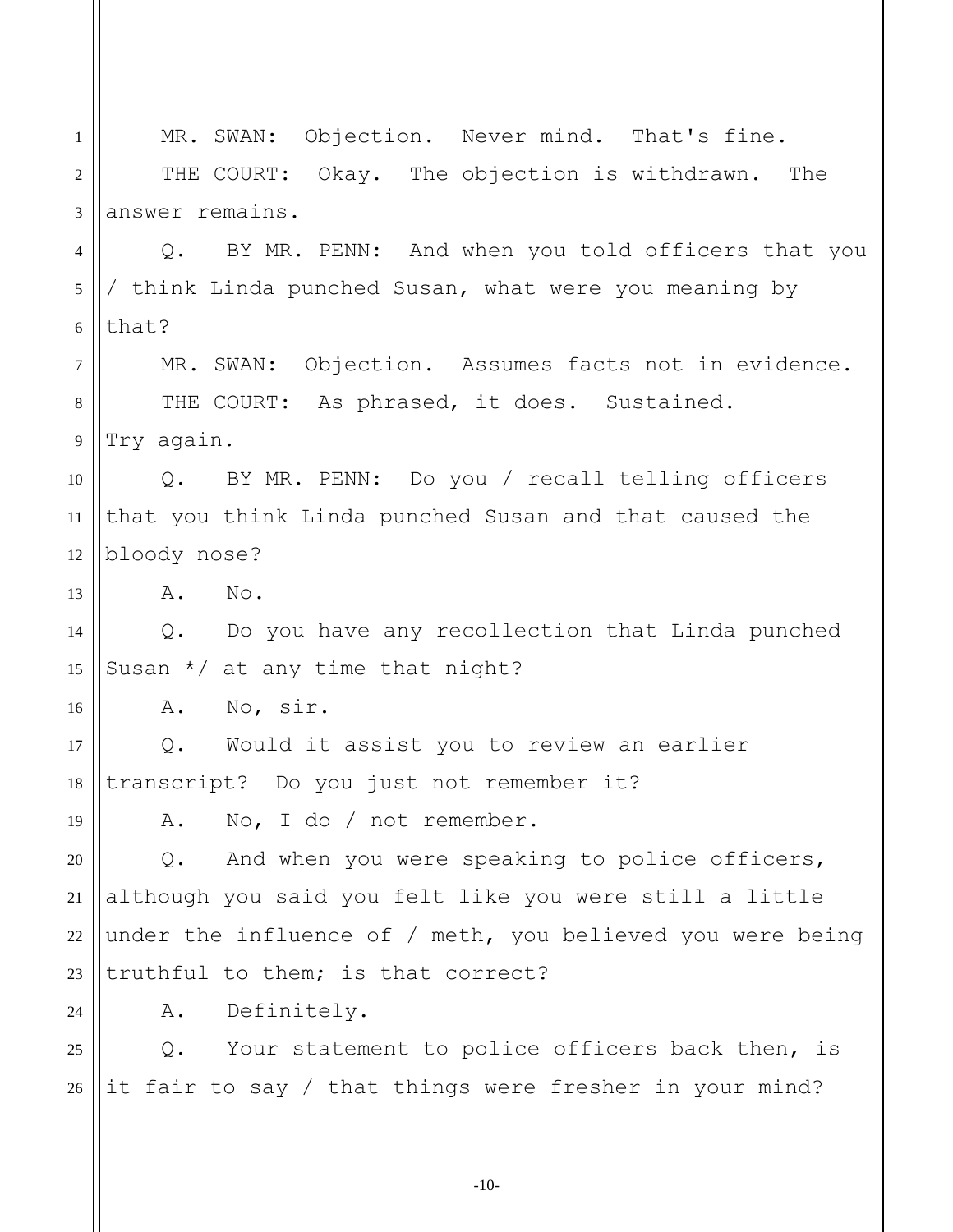MR. SWAN: Objection. Never mind. That's fine.

THE COURT: Okay. The objection is withdrawn. The answer remains.

Q. BY MR. PENN: And when you told officers that you / think Linda punched Susan, what were you meaning by that?

MR. SWAN: Objection. Assumes facts not in evidence.

THE COURT: As phrased, it does. Sustained. Try again.

Q. BY MR. PENN: Do you / recall telling officers that you think Linda punched Susan and that caused the bloody nose?

A. No.

Q. Do you have any recollection that Linda punched Susan */ at any time that night?

A. No, sir.

Q. Would it assist you to review an earlier transcript? Do you just not remember it?

A. No, I do / not remember.

Q. And when you were speaking to police officers, although you said you felt like you were still a little under the influence of / meth, you believed you were being truthful to them; is that correct?

A. Definitely.

Q. Your statement to police officers back then, is it fair to say / that things were fresher in your mind?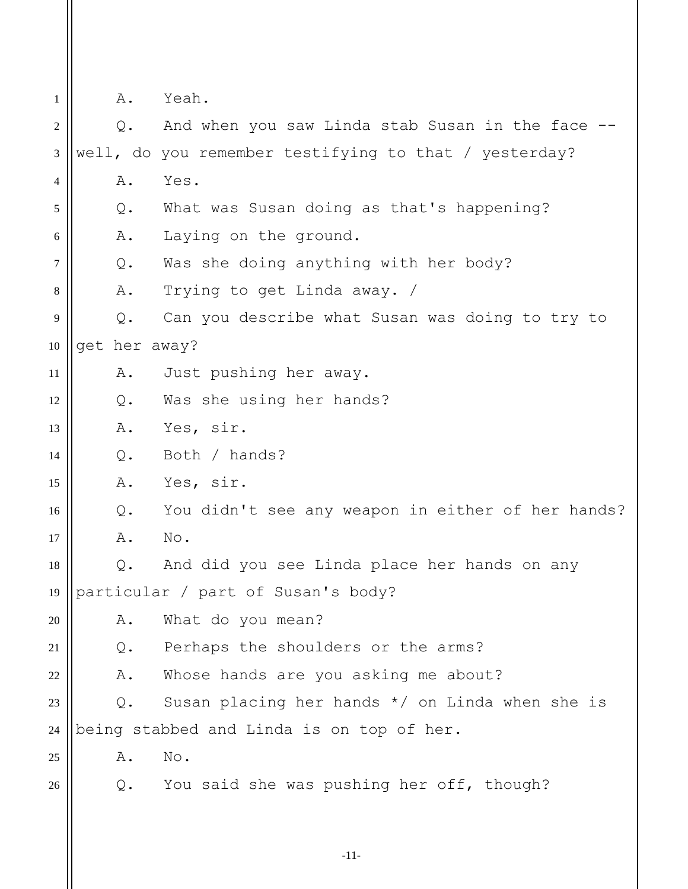A. Yeah.

Q. And when you saw Linda stab Susan in the face -- well, do you remember testifying to that / yesterday?

A. Yes.

Q. What was Susan doing as that's happening?

A. Laying on the ground.

Q. Was she doing anything with her body?

A. Trying to get Linda away. /

Q. Can you describe what Susan was doing to try to get her away?

A. Just pushing her away.

Q. Was she using her hands?

A. Yes, sir.

Q. Both / hands?

A. Yes, sir.

Q. You didn't see any weapon in either of her hands?

A. No.

Q. And did you see Linda place her hands on any particular / part of Susan's body?

A. What do you mean?

Q. Perhaps the shoulders or the arms?

A. Whose hands are you asking me about?

Q. Susan placing her hands */ on Linda when she is being stabbed and Linda is on top of her.

A. No.

Q. You said she was pushing her off, though?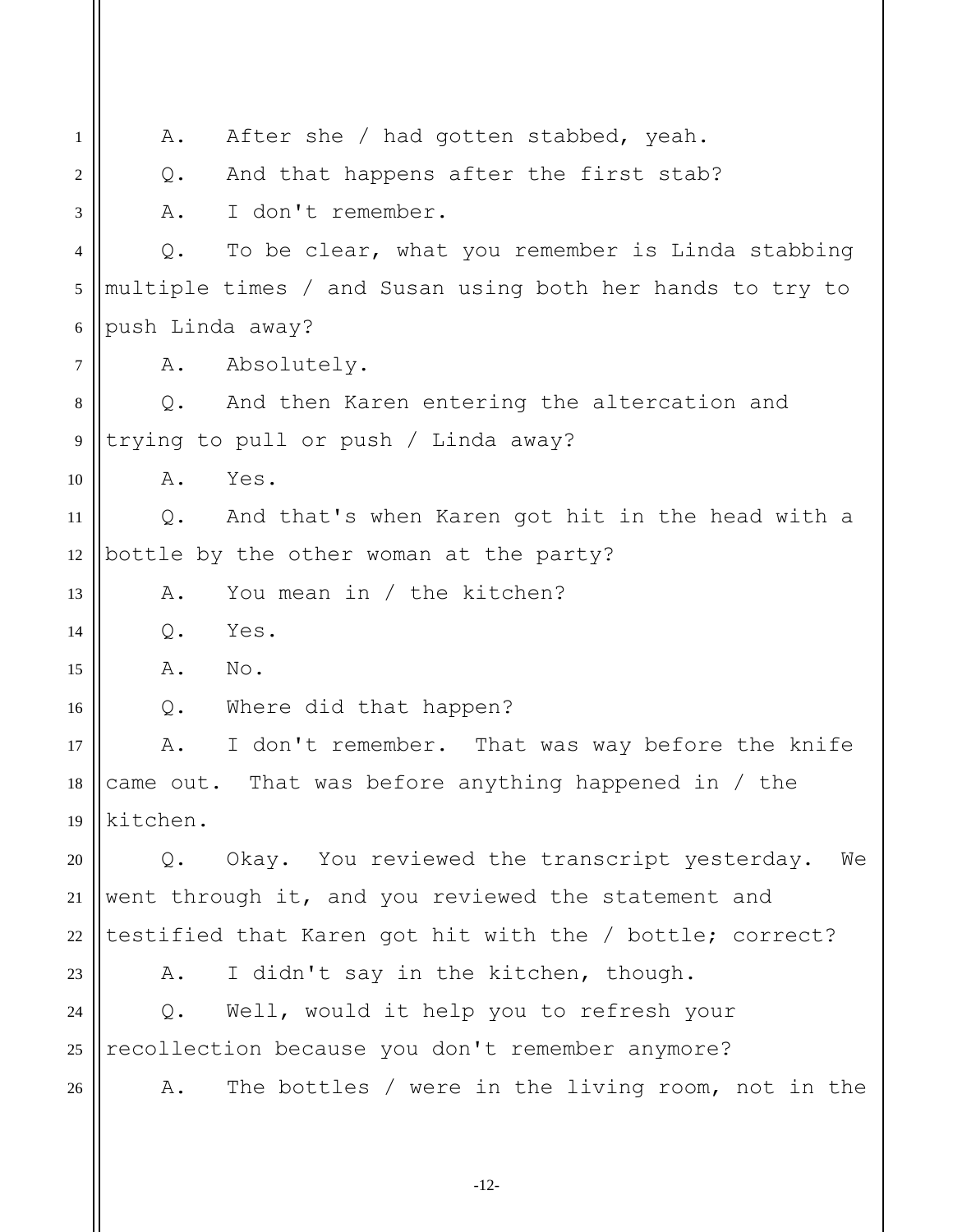A. After she / had gotten stabbed, yeah.

Q. And that happens after the first stab?

A. I don't remember.

Q. To be clear, what you remember is Linda stabbing multiple times / and Susan using both her hands to try to push Linda away?

A. Absolutely.

Q. And then Karen entering the altercation and trying to pull or push / Linda away?

A. Yes.

Q. And that's when Karen got hit in the head with a bottle by the other woman at the party?

A. You mean in / the kitchen?

Q. Yes.

A. No.

Q. Where did that happen?

A. I don't remember. That was way before the knife came out. That was before anything happened in / the kitchen.

Q. Okay. You reviewed the transcript yesterday. We went through it, and you reviewed the statement and testified that Karen got hit with the / bottle; correct?

A. I didn't say in the kitchen, though.

Q. Well, would it help you to refresh your recollection because you don't remember anymore?

A. The bottles / were in the living room, not in the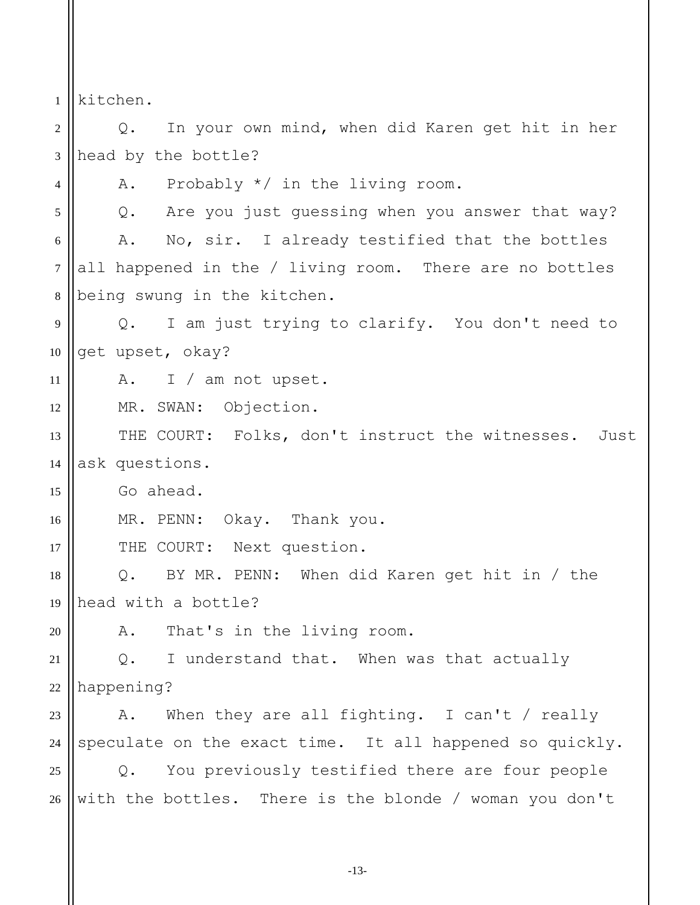kitchen.

Q. In your own mind, when did Karen get hit in her head by the bottle?

A. Probably */ in the living room.

Q. Are you just guessing when you answer that way?

A. No, sir. I already testified that the bottles all happened in the / living room. There are no bottles being swung in the kitchen.

Q. I am just trying to clarify. You don't need to get upset, okay?

A. I / am not upset.

MR. SWAN: Objection.

THE COURT: Folks, don't instruct the witnesses. Just ask questions.

Go ahead.

MR. PENN: Okay. Thank you.

THE COURT: Next question.

Q. BY MR. PENN: When did Karen get hit in / the head with a bottle?

A. That's in the living room.

Q. I understand that. When was that actually happening?

A. When they are all fighting. I can't / really speculate on the exact time. It all happened so quickly.

Q. You previously testified there are four people with the bottles. There is the blonde / woman you don't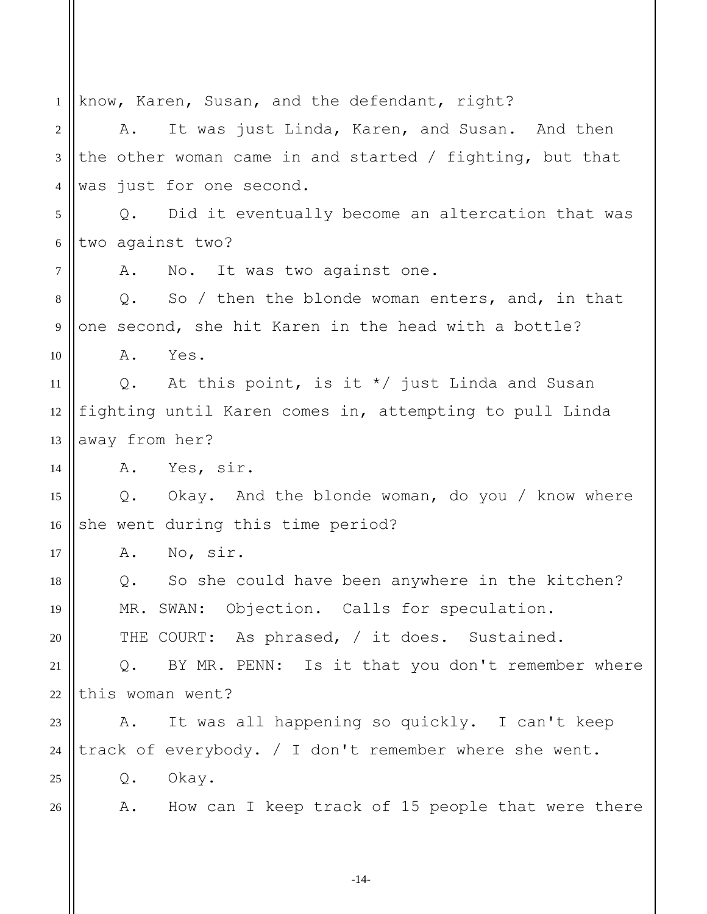know, Karen, Susan, and the defendant, right?

A. It was just Linda, Karen, and Susan. And then the other woman came in and started / fighting, but that was just for one second.

Q. Did it eventually become an altercation that was two against two?

A. No. It was two against one.

Q. So / then the blonde woman enters, and, in that one second, she hit Karen in the head with a bottle?

A. Yes.

Q. At this point, is it */ just Linda and Susan fighting until Karen comes in, attempting to pull Linda away from her?

A. Yes, sir.

Q. Okay. And the blonde woman, do you / know where she went during this time period?

A. No, sir.

Q. So she could have been anywhere in the kitchen?

MR. SWAN: Objection. Calls for speculation.

THE COURT: As phrased, / it does. Sustained.

Q. BY MR. PENN: Is it that you don't remember where this woman went?

A. It was all happening so quickly. I can't keep track of everybody. / I don't remember where she went.

Q. Okay.

A. How can I keep track of 15 people that were there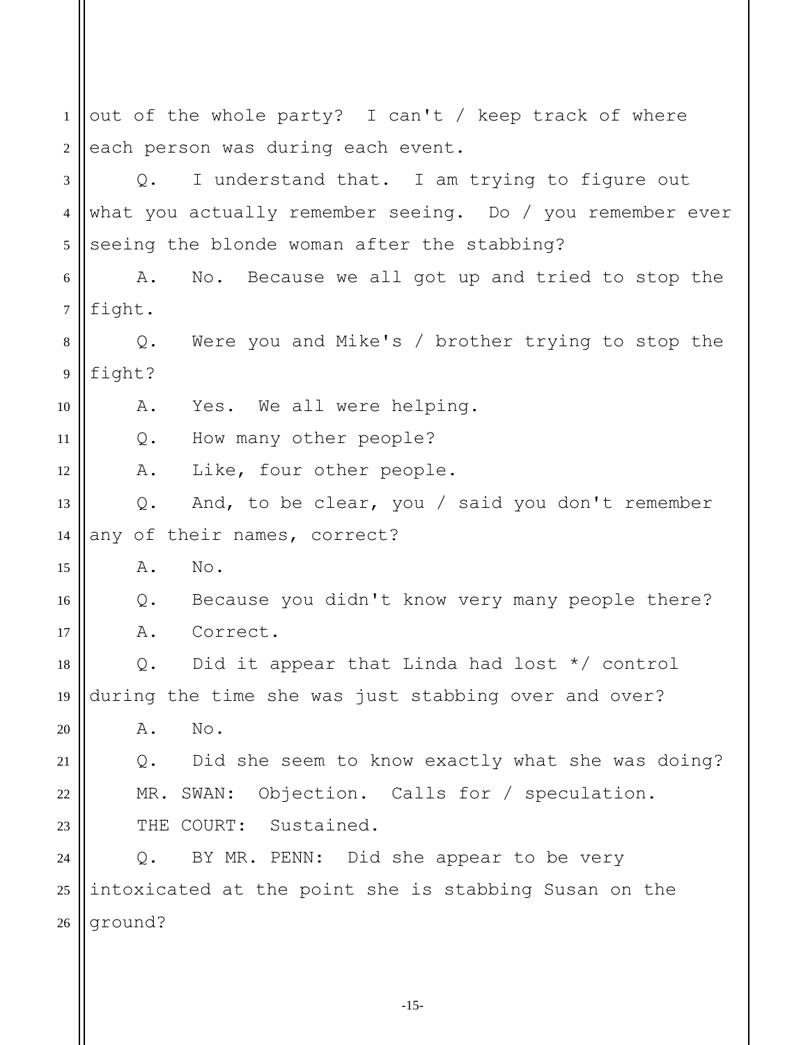out of the whole party? I can't / keep track of where each person was during each event.

Q. I understand that. I am trying to figure out what you actually remember seeing. Do / you remember ever seeing the blonde woman after the stabbing?

A. No. Because we all got up and tried to stop the fight.

Q. Were you and Mike's / brother trying to stop the fight?

A. Yes. We all were helping.

Q. How many other people?

A. Like, four other people.

Q. And, to be clear, you / said you don't remember any of their names, correct?

A. No.

Q. Because you didn't know very many people there?

A. Correct.

Q. Did it appear that Linda had lost */ control during the time she was just stabbing over and over?

A. No.

Q. Did she seem to know exactly what she was doing?

MR. SWAN: Objection. Calls for / speculation.

THE COURT: Sustained.

Q. BY MR. PENN: Did she appear to be very intoxicated at the point she is stabbing Susan on the ground?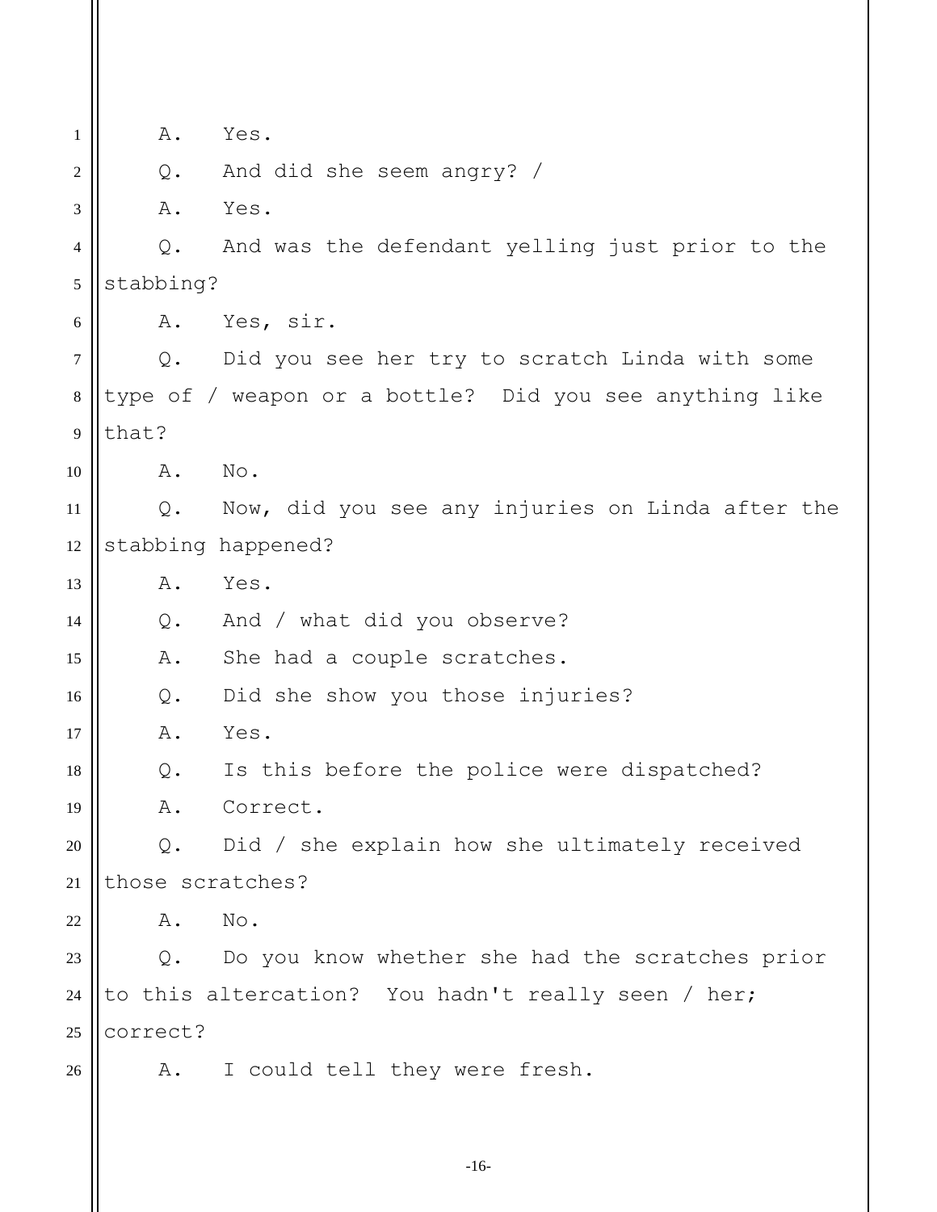A. Yes.

Q. And did she seem angry? /

A. Yes.

Q. And was the defendant yelling just prior to the stabbing?

A. Yes, sir.

Q. Did you see her try to scratch Linda with some type of / weapon or a bottle? Did you see anything like that?

A. No.

Q. Now, did you see any injuries on Linda after the stabbing happened?

A. Yes.

Q. And / what did you observe?

A. She had a couple scratches.

Q. Did she show you those injuries?

A. Yes.

Q. Is this before the police were dispatched?

A. Correct.

Q. Did / she explain how she ultimately received those scratches?

A. No.

Q. Do you know whether she had the scratches prior to this altercation? You hadn't really seen / her; correct?

A. I could tell they were fresh.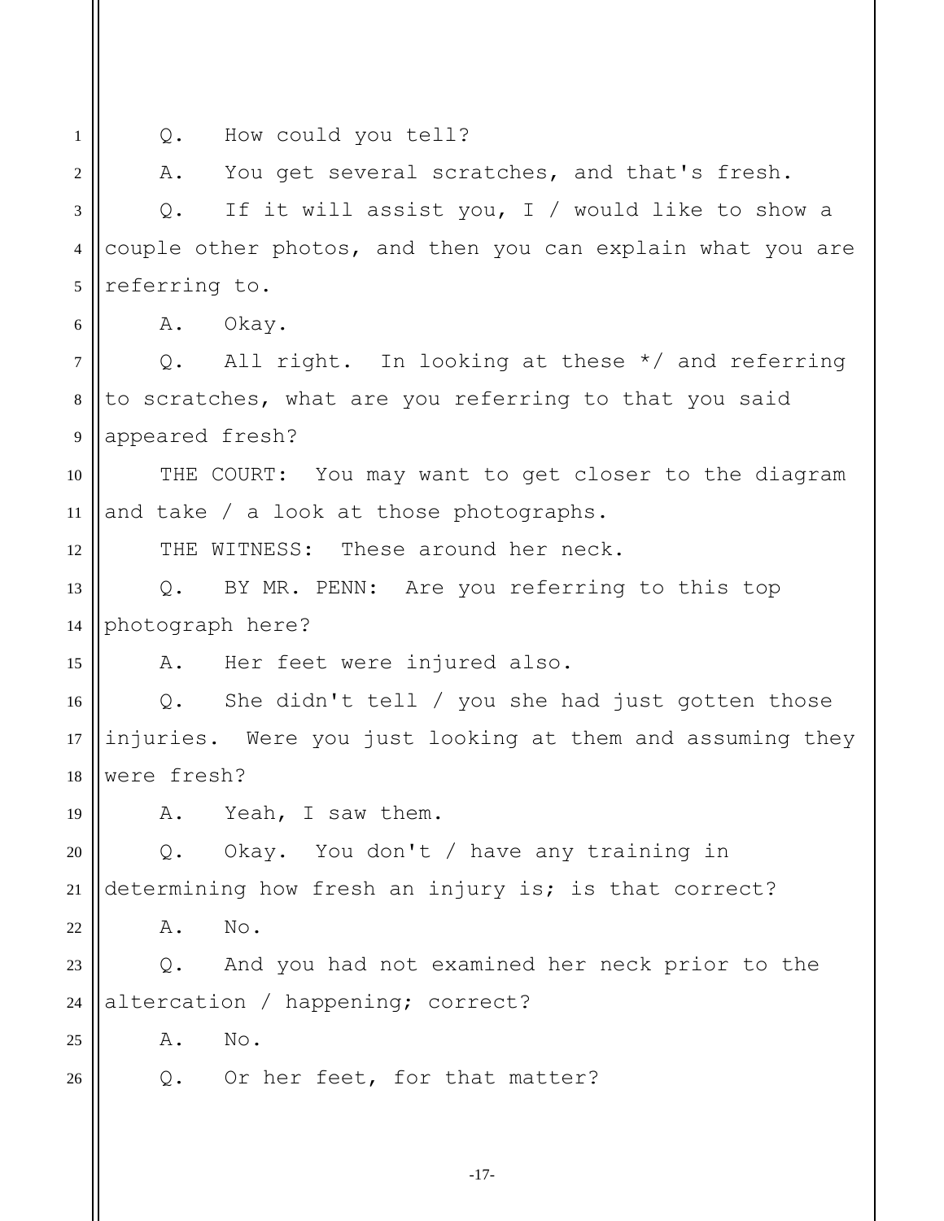Q. How could you tell?

A. You get several scratches, and that's fresh.

Q. If it will assist you, I / would like to show a couple other photos, and then you can explain what you are referring to.

A. Okay.

Q. All right. In looking at these */ and referring to scratches, what are you referring to that you said appeared fresh?

THE COURT: You may want to get closer to the diagram and take / a look at those photographs.

THE WITNESS: These around her neck.

Q. BY MR. PENN: Are you referring to this top photograph here?

A. Her feet were injured also.

Q. She didn't tell / you she had just gotten those injuries. Were you just looking at them and assuming they were fresh?

A. Yeah, I saw them.

Q. Okay. You don't / have any training in determining how fresh an injury is; is that correct?

A. No.

Q. And you had not examined her neck prior to the altercation / happening; correct?

A. No.

Q. Or her feet, for that matter?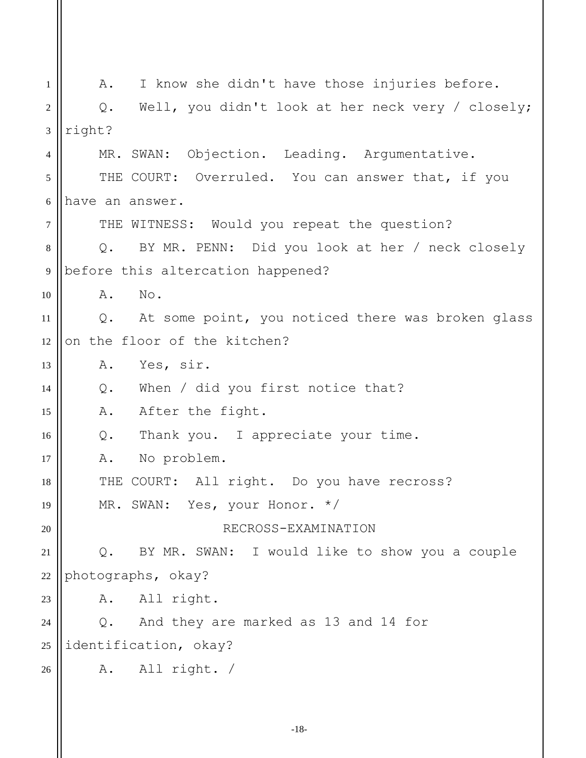A. I know she didn't have those injuries before.

Q. Well, you didn't look at her neck very / closely; right?

MR. SWAN: Objection. Leading. Argumentative.

THE COURT: Overruled. You can answer that, if you have an answer.

THE WITNESS: Would you repeat the question?

Q. BY MR. PENN: Did you look at her / neck closely before this altercation happened?

A. No.

Q. At some point, you noticed there was broken glass on the floor of the kitchen?

A. Yes, sir.

Q. When / did you first notice that?

A. After the fight.

Q. Thank you. I appreciate your time.

A. No problem.

THE COURT: All right. Do you have recross?

MR. SWAN: Yes, your Honor. */

RECROSS-EXAMINATION

Q. BY MR. SWAN: I would like to show you a couple photographs, okay?

A. All right.

Q. And they are marked as 13 and 14 for identification, okay?

A. All right. /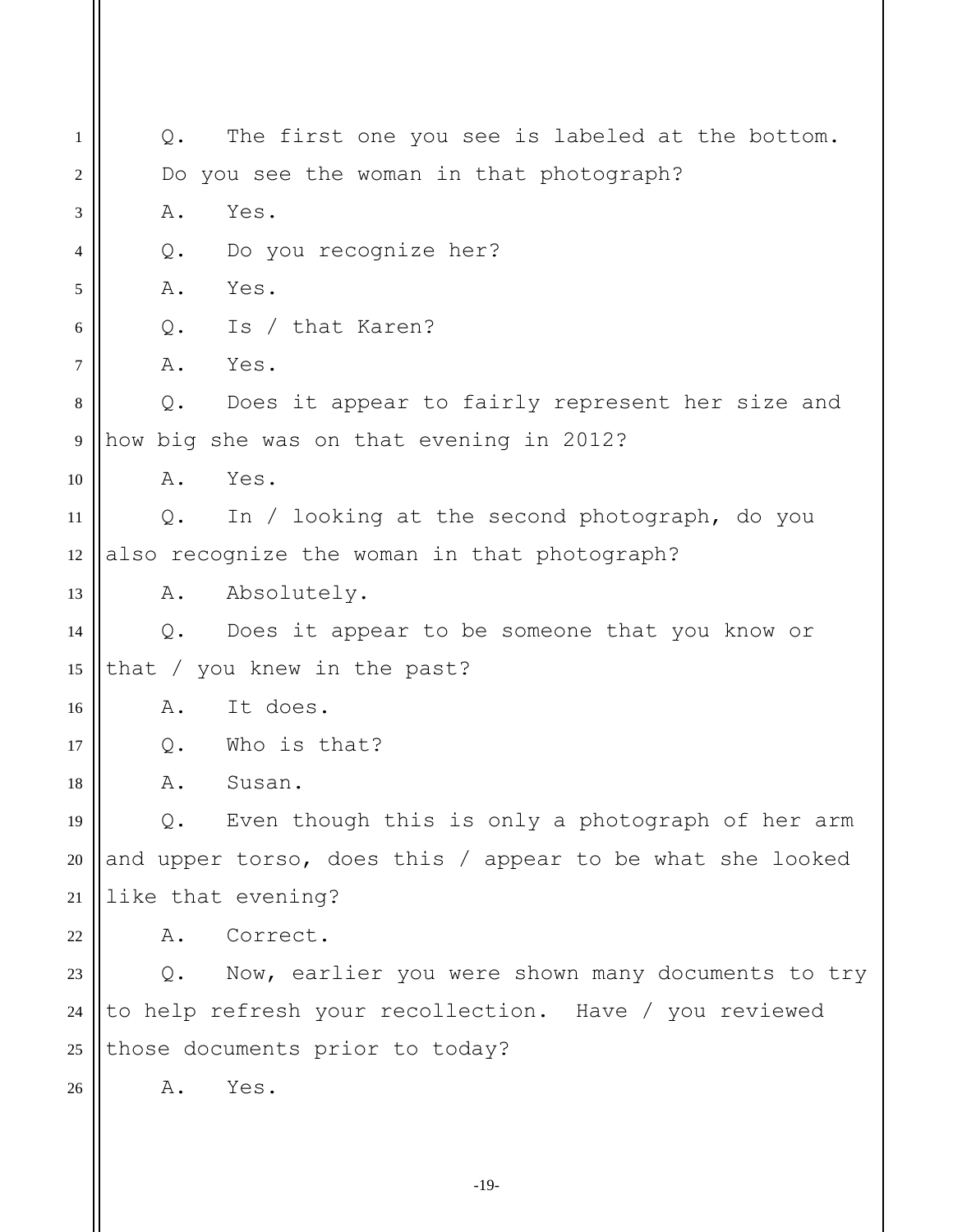Q. The first one you see is labeled at the bottom. Do you see the woman in that photograph?

A. Yes.

Q. Do you recognize her?

A. Yes.

Q. Is / that Karen?

A. Yes.

Q. Does it appear to fairly represent her size and how big she was on that evening in 2012?

A. Yes.

Q. In / looking at the second photograph, do you also recognize the woman in that photograph?

A. Absolutely.

Q. Does it appear to be someone that you know or that / you knew in the past?

A. It does.

Q. Who is that?

A. Susan.

Q. Even though this is only a photograph of her arm and upper torso, does this / appear to be what she looked like that evening?

A. Correct.

Q. Now, earlier you were shown many documents to try to help refresh your recollection. Have / you reviewed those documents prior to today?

A. Yes.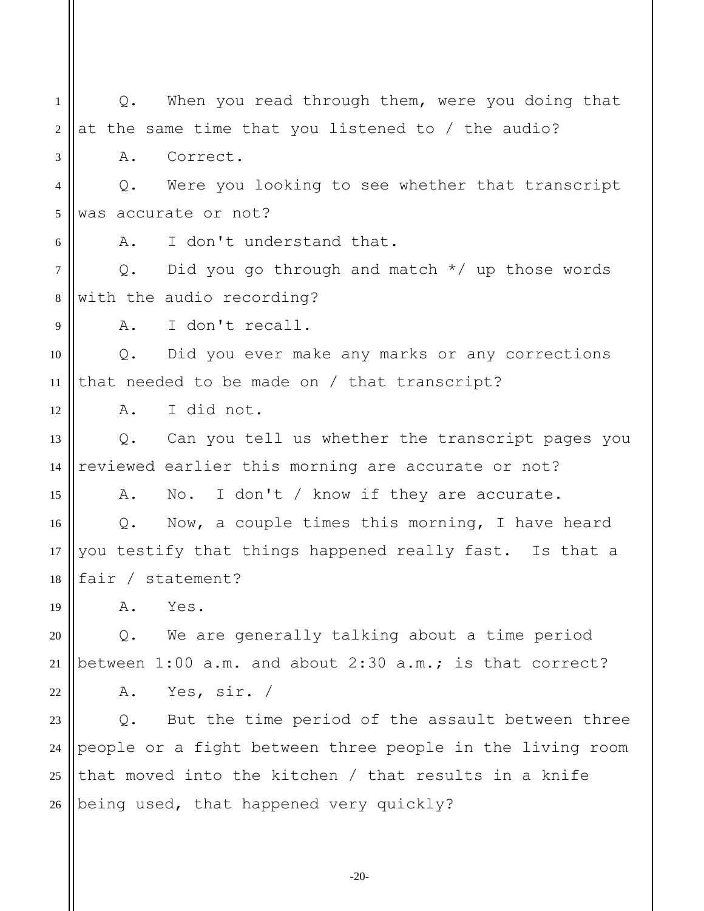Q. When you read through them, were you doing that at the same time that you listened to / the audio?

A. Correct.

Q. Were you looking to see whether that transcript was accurate or not?

A. I don't understand that.

Q. Did you go through and match */ up those words with the audio recording?

A. I don't recall.

Q. Did you ever make any marks or any corrections that needed to be made on / that transcript?

A. I did not.

Q. Can you tell us whether the transcript pages you reviewed earlier this morning are accurate or not?

A. No. I don't / know if they are accurate.

Q. Now, a couple times this morning, I have heard you testify that things happened really fast. Is that a fair / statement?

A. Yes.

Q. We are generally talking about a time period between 1:00 a.m. and about 2:30 a.m.; is that correct?

A. Yes, sir. /

Q. But the time period of the assault between three people or a fight between three people in the living room that moved into the kitchen / that results in a knife being used, that happened very quickly?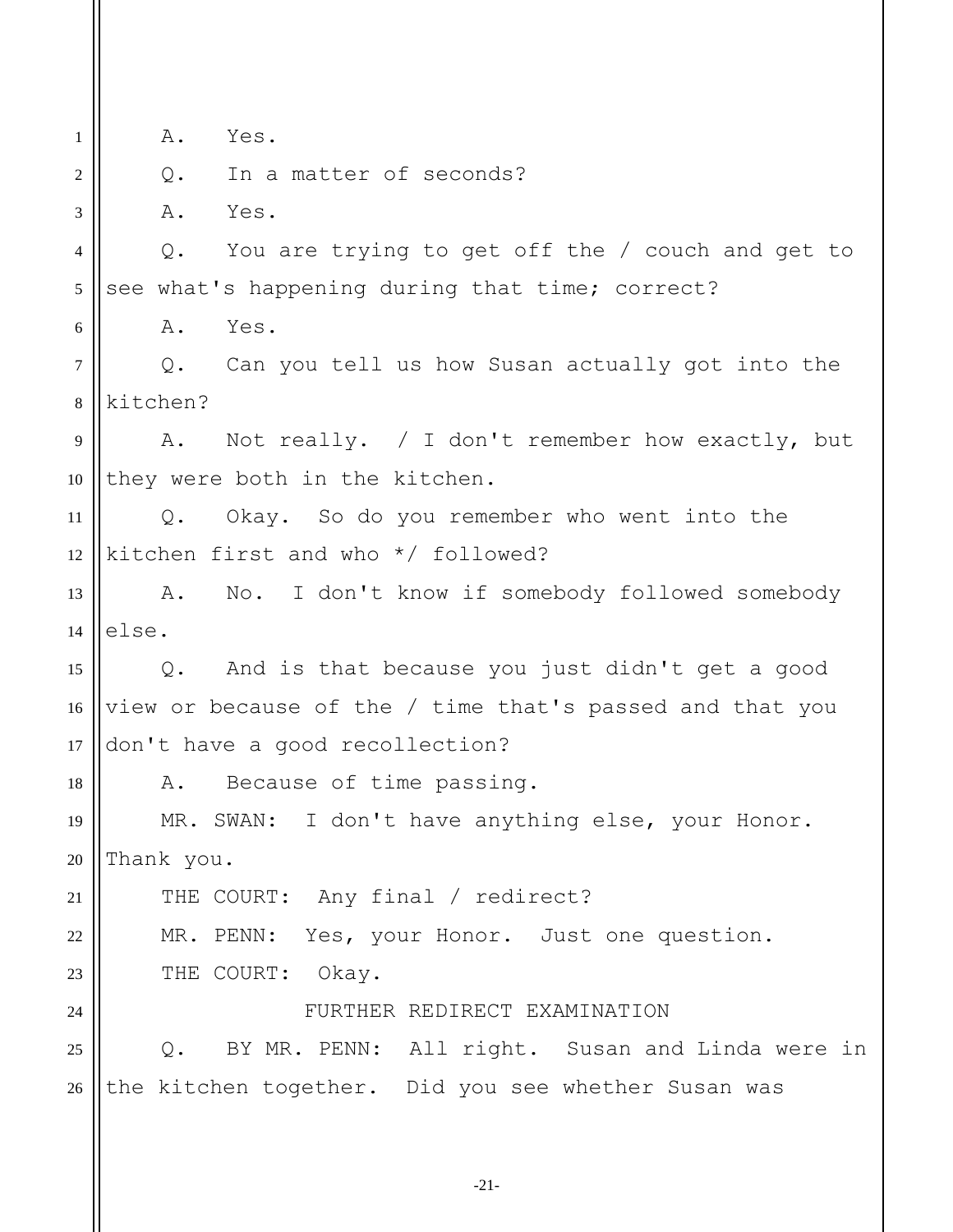A. Yes.

Q. In a matter of seconds?

A. Yes.

Q. You are trying to get off the / couch and get to see what's happening during that time; correct?

A. Yes.

Q. Can you tell us how Susan actually got into the kitchen?

A. Not really. / I don't remember how exactly, but they were both in the kitchen.

Q. Okay. So do you remember who went into the kitchen first and who */ followed?

A. No. I don't know if somebody followed somebody else.

Q. And is that because you just didn't get a good view or because of the / time that's passed and that you don't have a good recollection?

A. Because of time passing.

MR. SWAN: I don't have anything else, your Honor. Thank you.

THE COURT: Any final / redirect?

MR. PENN: Yes, your Honor. Just one question.

THE COURT: Okay.

FURTHER REDIRECT EXAMINATION

Q. BY MR. PENN: All right. Susan and Linda were in the kitchen together. Did you see whether Susan was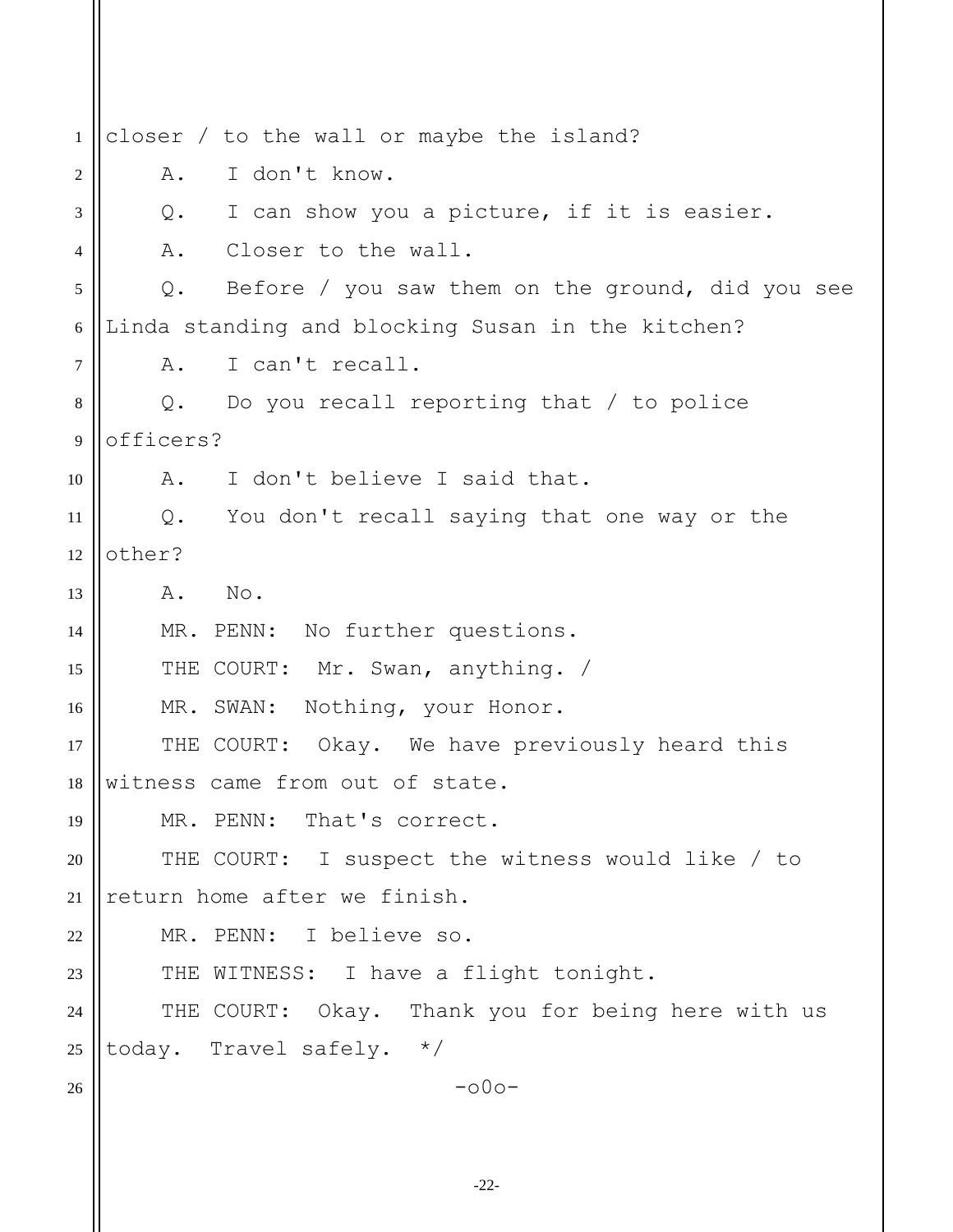closer / to the wall or maybe the island?

A. I don't know.

Q. I can show you a picture, if it is easier.

A. Closer to the wall.

Q. Before / you saw them on the ground, did you see Linda standing and blocking Susan in the kitchen?

A. I can't recall.

Q. Do you recall reporting that / to police officers?

A. I don't believe I said that.

Q. You don't recall saying that one way or the other?

A. No.

MR. PENN: No further questions.

THE COURT: Mr. Swan, anything. /

MR. SWAN: Nothing, your Honor.

THE COURT: Okay. We have previously heard this witness came from out of state.

MR. PENN: That's correct.

THE COURT: I suspect the witness would like / to return home after we finish.

MR. PENN: I believe so.

THE WITNESS: I have a flight tonight.

THE COURT: Okay. Thank you for being here with us today. Travel safely. */

-o0o-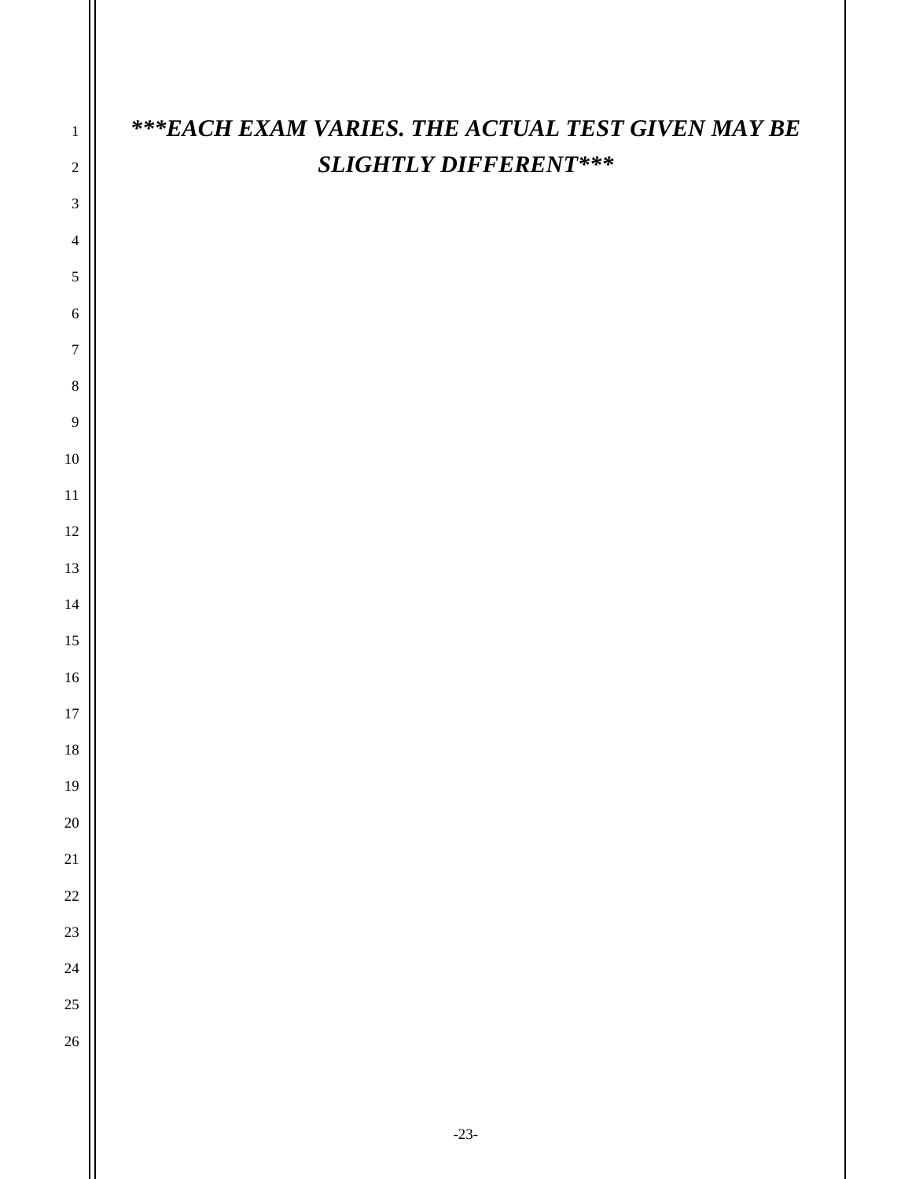***EACH EXAM VARIES. THE ACTUAL TEST GIVEN MAY BE SLIGHTLY DIFFERENT***